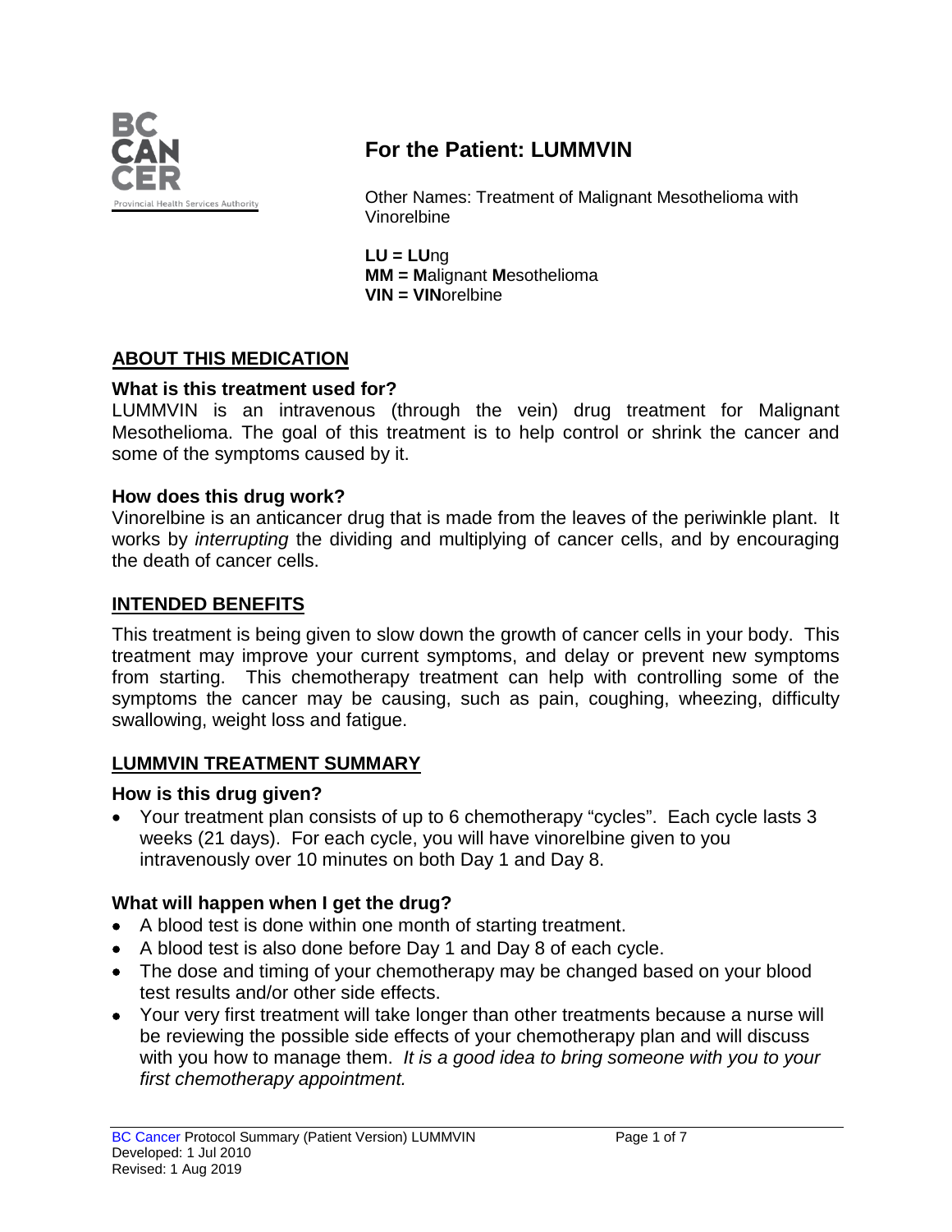# For the Patient: LUMMVIN

Other Names: Treatment of Malignant Mesothelioma with Vinorelbine

**LU = LU**ng
**MM = M**alignant **M**esothelioma
**VIN = VIN**orelbine

## ABOUT THIS MEDICATION

### What is this treatment used for?

LUMMVIN is an intravenous (through the vein) drug treatment for Malignant Mesothelioma. The goal of this treatment is to help control or shrink the cancer and some of the symptoms caused by it.

### How does this drug work?

Vinorelbine is an anticancer drug that is made from the leaves of the periwinkle plant. It works by *interrupting* the dividing and multiplying of cancer cells, and by encouraging the death of cancer cells.

## INTENDED BENEFITS

This treatment is being given to slow down the growth of cancer cells in your body. This treatment may improve your current symptoms, and delay or prevent new symptoms from starting. This chemotherapy treatment can help with controlling some of the symptoms the cancer may be causing, such as pain, coughing, wheezing, difficulty swallowing, weight loss and fatigue.

## LUMMVIN TREATMENT SUMMARY

### How is this drug given?

- Your treatment plan consists of up to 6 chemotherapy "cycles". Each cycle lasts 3 weeks (21 days). For each cycle, you will have vinorelbine given to you intravenously over 10 minutes on both Day 1 and Day 8.

### What will happen when I get the drug?

- A blood test is done within one month of starting treatment.
- A blood test is also done before Day 1 and Day 8 of each cycle.
- The dose and timing of your chemotherapy may be changed based on your blood test results and/or other side effects.
- Your very first treatment will take longer than other treatments because a nurse will be reviewing the possible side effects of your chemotherapy plan and will discuss with you how to manage them. *It is a good idea to bring someone with you to your first chemotherapy appointment.*

BC Cancer Protocol Summary (Patient Version) LUMMVIN
Developed: 1 Jul 2010
Revised: 1 Aug 2019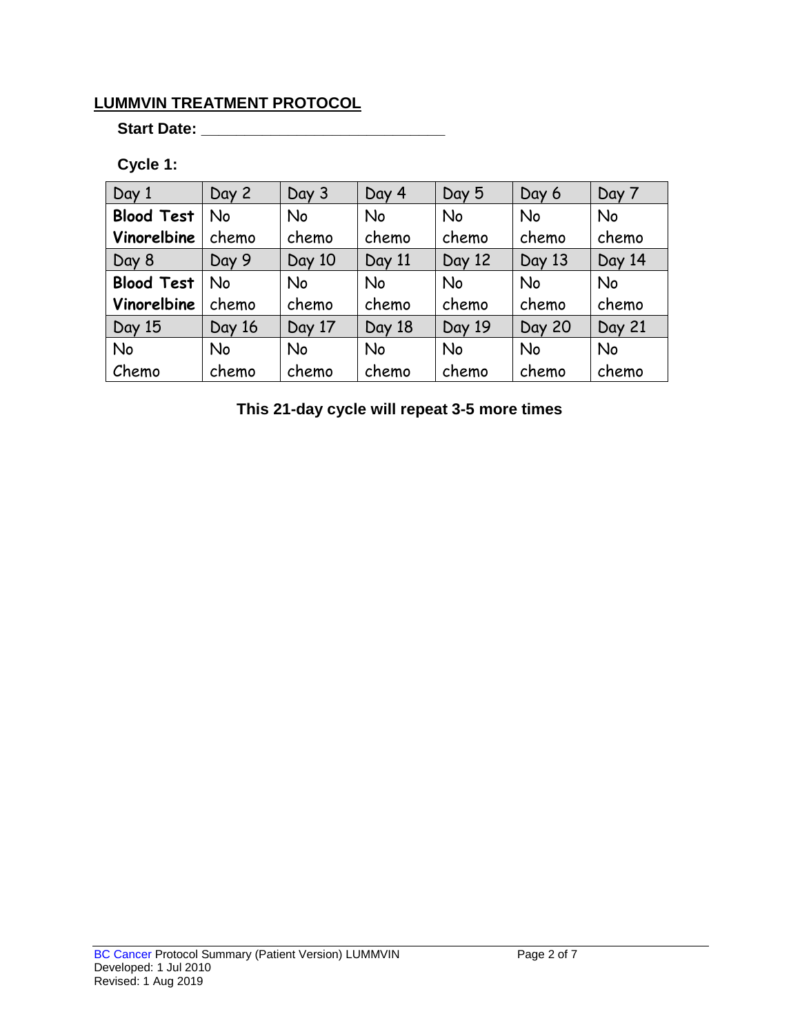## LUMMVIN TREATMENT PROTOCOL

**Start Date: \_\_\_\_\_\_\_\_\_\_\_\_\_\_\_\_\_\_\_\_\_\_\_\_\_\_\_\_\_**

**Cycle 1:**

| Day 1 | Day 2 | Day 3 | Day 4 | Day 5 | Day 6 | Day 7 |
|---|---|---|---|---|---|---|
| **Blood Test Vinorelbine** | No chemo | No chemo | No chemo | No chemo | No chemo | No chemo |
| Day 8 | Day 9 | Day 10 | Day 11 | Day 12 | Day 13 | Day 14 |
| **Blood Test Vinorelbine** | No chemo | No chemo | No chemo | No chemo | No chemo | No chemo |
| Day 15 | Day 16 | Day 17 | Day 18 | Day 19 | Day 20 | Day 21 |
| No Chemo | No chemo | No chemo | No chemo | No chemo | No chemo | No chemo |

**This 21-day cycle will repeat 3-5 more times**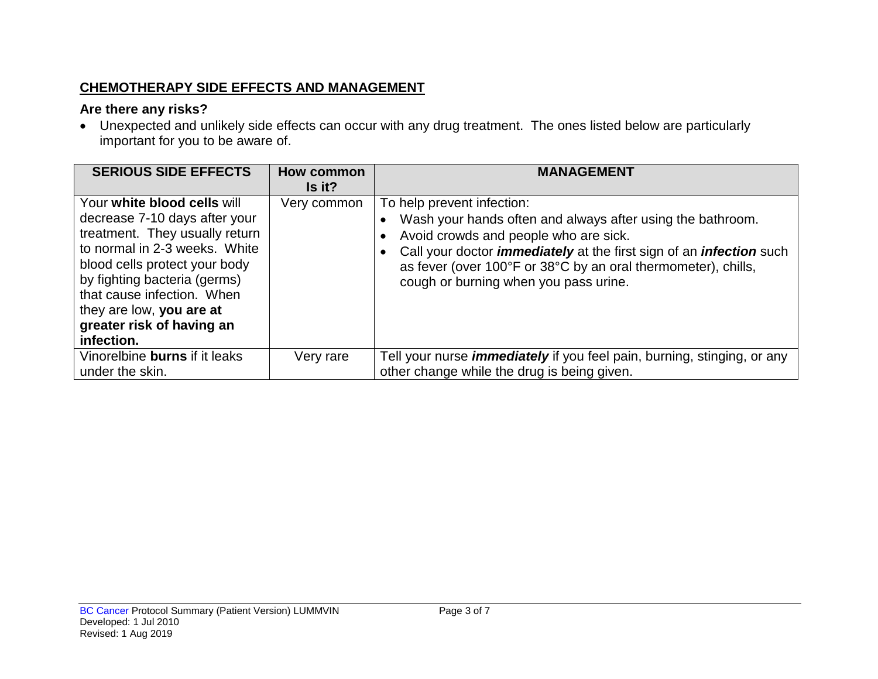## CHEMOTHERAPY SIDE EFFECTS AND MANAGEMENT

### Are there any risks?

- Unexpected and unlikely side effects can occur with any drug treatment. The ones listed below are particularly important for you to be aware of.

| SERIOUS SIDE EFFECTS | How common Is it? | MANAGEMENT |
|---|---|---|
| Your **white blood cells** will decrease 7-10 days after your treatment. They usually return to normal in 2-3 weeks. White blood cells protect your body by fighting bacteria (germs) that cause infection. When they are low, **you are at greater risk of having an infection.** | Very common | To help prevent infection:<br>• Wash your hands often and always after using the bathroom.<br>• Avoid crowds and people who are sick.<br>• Call your doctor ***immediately*** at the first sign of an ***infection*** such as fever (over 100°F or 38°C by an oral thermometer), chills, cough or burning when you pass urine. |
| Vinorelbine **burns** if it leaks under the skin. | Very rare | Tell your nurse ***immediately*** if you feel pain, burning, stinging, or any other change while the drug is being given. |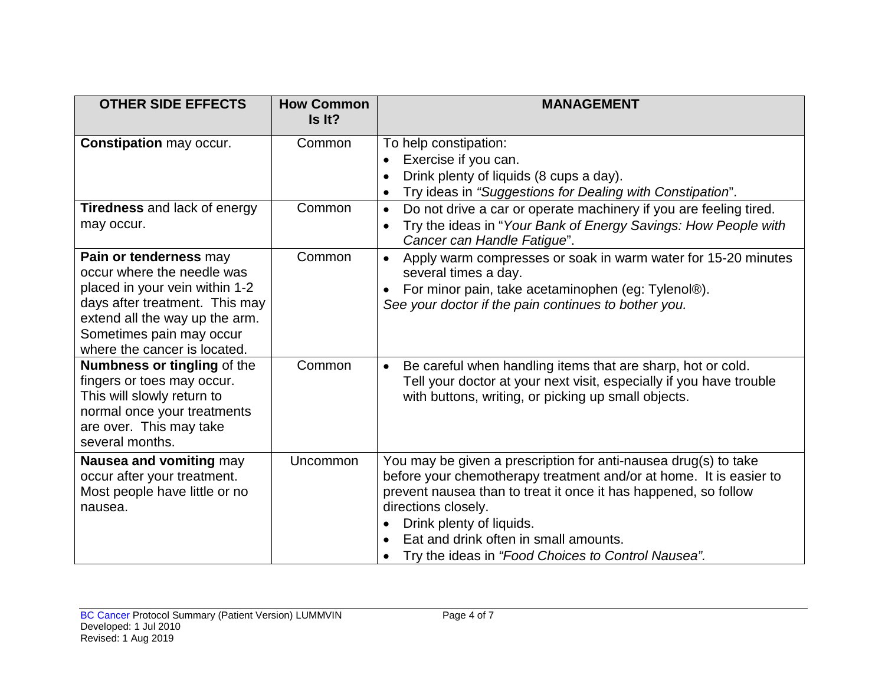| OTHER SIDE EFFECTS | How Common Is It? | MANAGEMENT |
|---|---|---|
| **Constipation** may occur. | Common | To help constipation:<br>• Exercise if you can.<br>• Drink plenty of liquids (8 cups a day).<br>• Try ideas in *"Suggestions for Dealing with Constipation*". |
| **Tiredness** and lack of energy may occur. | Common | • Do not drive a car or operate machinery if you are feeling tired.<br>• Try the ideas in "*Your Bank of Energy Savings: How People with Cancer can Handle Fatigue*". |
| **Pain or tenderness** may occur where the needle was placed in your vein within 1-2 days after treatment. This may extend all the way up the arm. Sometimes pain may occur where the cancer is located. | Common | • Apply warm compresses or soak in warm water for 15-20 minutes several times a day.<br>• For minor pain, take acetaminophen (eg: Tylenol®).<br>*See your doctor if the pain continues to bother you.* |
| **Numbness or tingling** of the fingers or toes may occur. This will slowly return to normal once your treatments are over. This may take several months. | Common | • Be careful when handling items that are sharp, hot or cold. Tell your doctor at your next visit, especially if you have trouble with buttons, writing, or picking up small objects. |
| **Nausea and vomiting** may occur after your treatment. Most people have little or no nausea. | Uncommon | You may be given a prescription for anti-nausea drug(s) to take before your chemotherapy treatment and/or at home. It is easier to prevent nausea than to treat it once it has happened, so follow directions closely.<br>• Drink plenty of liquids.<br>• Eat and drink often in small amounts.<br>• Try the ideas in *"Food Choices to Control Nausea".* |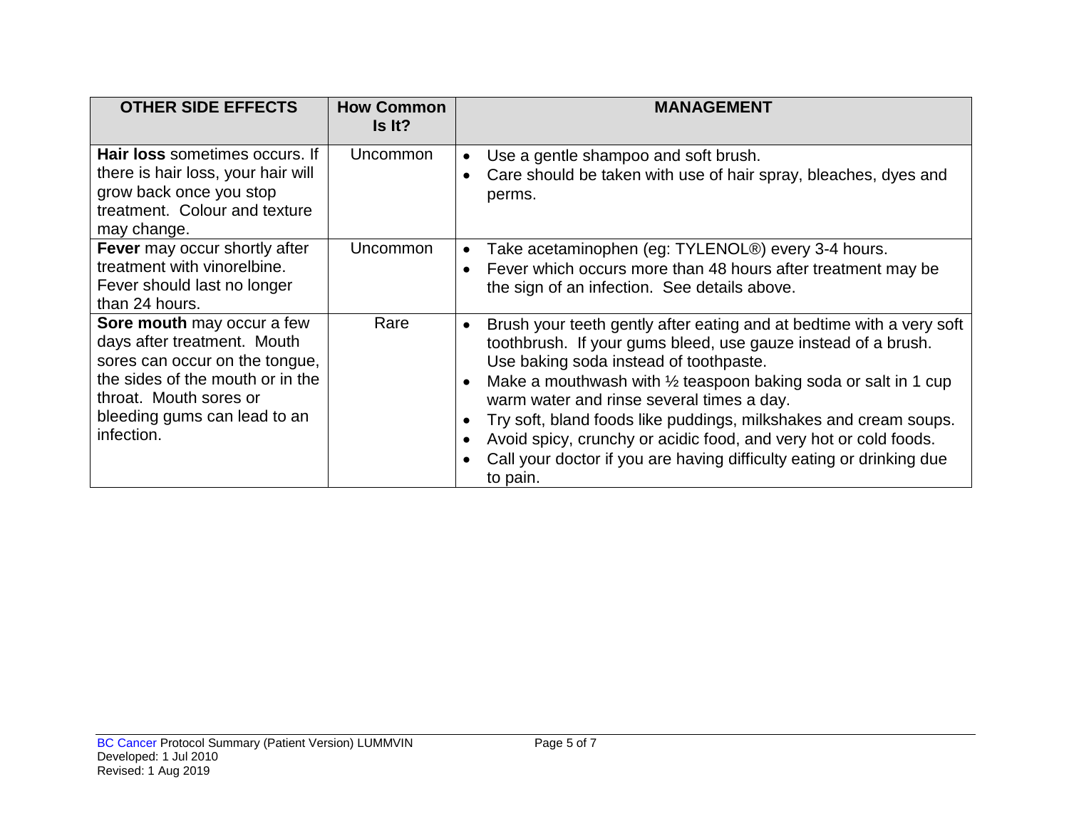| OTHER SIDE EFFECTS | How Common Is It? | MANAGEMENT |
| --- | --- | --- |
| **Hair loss** sometimes occurs. If there is hair loss, your hair will grow back once you stop treatment. Colour and texture may change. | Uncommon | • Use a gentle shampoo and soft brush.<br>• Care should be taken with use of hair spray, bleaches, dyes and perms. |
| **Fever** may occur shortly after treatment with vinorelbine. Fever should last no longer than 24 hours. | Uncommon | • Take acetaminophen (eg: TYLENOL®) every 3-4 hours.<br>• Fever which occurs more than 48 hours after treatment may be the sign of an infection. See details above. |
| **Sore mouth** may occur a few days after treatment. Mouth sores can occur on the tongue, the sides of the mouth or in the throat. Mouth sores or bleeding gums can lead to an infection. | Rare | • Brush your teeth gently after eating and at bedtime with a very soft toothbrush. If your gums bleed, use gauze instead of a brush. Use baking soda instead of toothpaste.<br>• Make a mouthwash with ½ teaspoon baking soda or salt in 1 cup warm water and rinse several times a day.<br>• Try soft, bland foods like puddings, milkshakes and cream soups.<br>• Avoid spicy, crunchy or acidic food, and very hot or cold foods.<br>• Call your doctor if you are having difficulty eating or drinking due to pain. |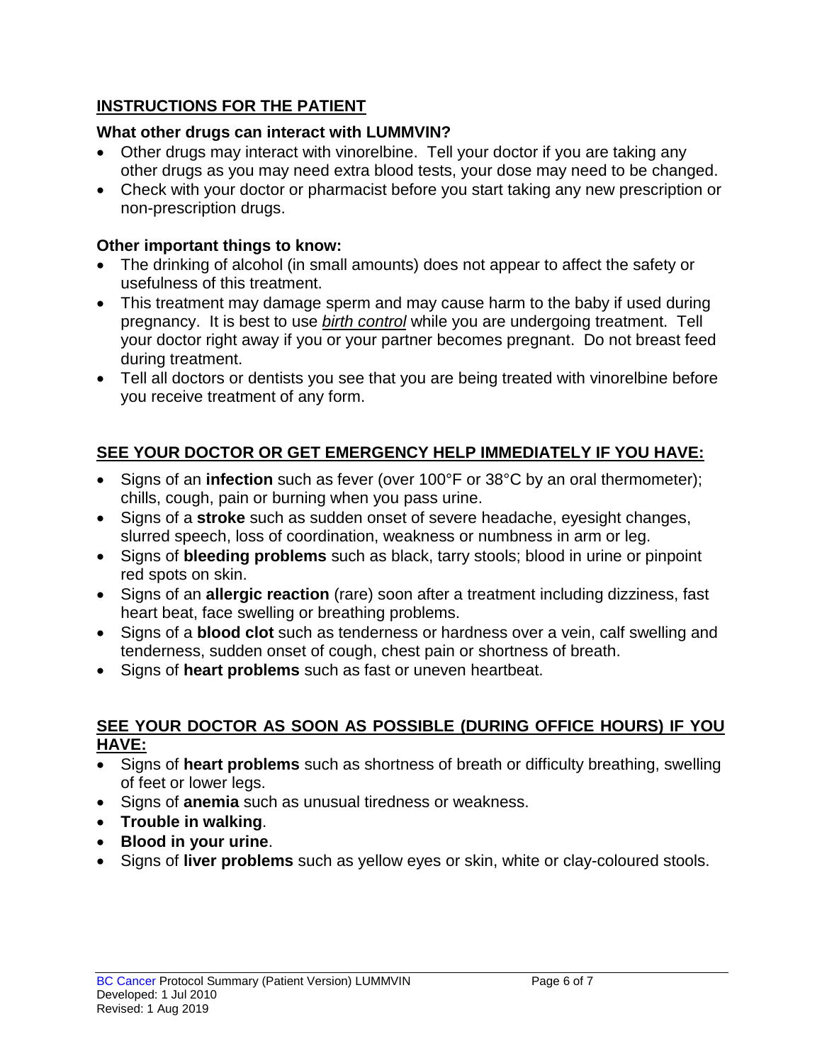## INSTRUCTIONS FOR THE PATIENT

### What other drugs can interact with LUMMVIN?

- Other drugs may interact with vinorelbine. Tell your doctor if you are taking any other drugs as you may need extra blood tests, your dose may need to be changed.
- Check with your doctor or pharmacist before you start taking any new prescription or non-prescription drugs.

### Other important things to know:

- The drinking of alcohol (in small amounts) does not appear to affect the safety or usefulness of this treatment.
- This treatment may damage sperm and may cause harm to the baby if used during pregnancy. It is best to use *birth control* while you are undergoing treatment. Tell your doctor right away if you or your partner becomes pregnant. Do not breast feed during treatment.
- Tell all doctors or dentists you see that you are being treated with vinorelbine before you receive treatment of any form.

## SEE YOUR DOCTOR OR GET EMERGENCY HELP IMMEDIATELY IF YOU HAVE:

- Signs of an **infection** such as fever (over 100°F or 38°C by an oral thermometer); chills, cough, pain or burning when you pass urine.
- Signs of a **stroke** such as sudden onset of severe headache, eyesight changes, slurred speech, loss of coordination, weakness or numbness in arm or leg.
- Signs of **bleeding problems** such as black, tarry stools; blood in urine or pinpoint red spots on skin.
- Signs of an **allergic reaction** (rare) soon after a treatment including dizziness, fast heart beat, face swelling or breathing problems.
- Signs of a **blood clot** such as tenderness or hardness over a vein, calf swelling and tenderness, sudden onset of cough, chest pain or shortness of breath.
- Signs of **heart problems** such as fast or uneven heartbeat.

## SEE YOUR DOCTOR AS SOON AS POSSIBLE (DURING OFFICE HOURS) IF YOU HAVE:

- Signs of **heart problems** such as shortness of breath or difficulty breathing, swelling of feet or lower legs.
- Signs of **anemia** such as unusual tiredness or weakness.
- **Trouble in walking**.
- **Blood in your urine**.
- Signs of **liver problems** such as yellow eyes or skin, white or clay-coloured stools.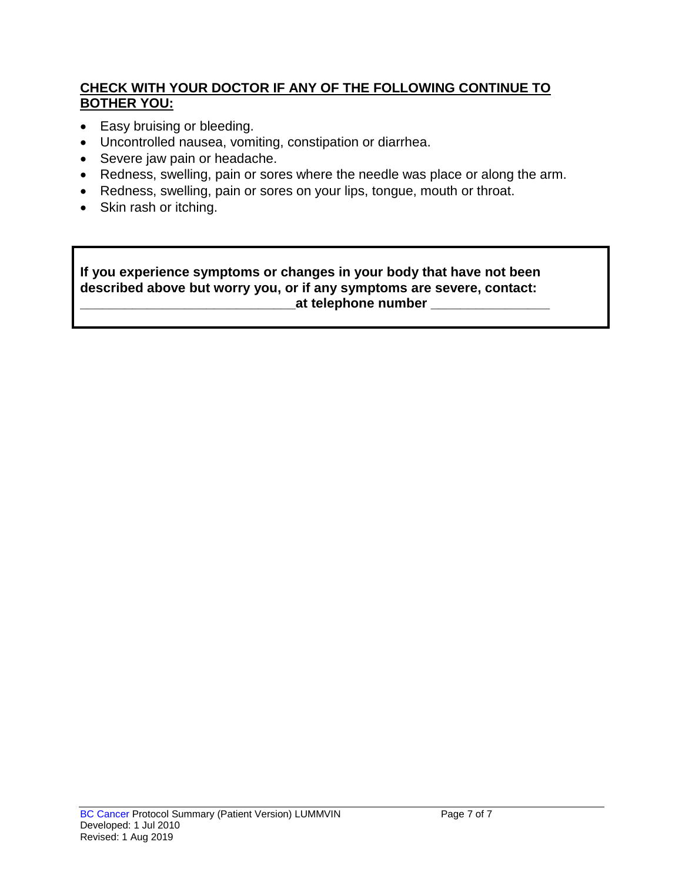**<u>CHECK WITH YOUR DOCTOR IF ANY OF THE FOLLOWING CONTINUE TO BOTHER YOU:</u>**

- Easy bruising or bleeding.
- Uncontrolled nausea, vomiting, constipation or diarrhea.
- Severe jaw pain or headache.
- Redness, swelling, pain or sores where the needle was place or along the arm.
- Redness, swelling, pain or sores on your lips, tongue, mouth or throat.
- Skin rash or itching.

**If you experience symptoms or changes in your body that have not been described above but worry you, or if any symptoms are severe, contact:**
**______________________________at telephone number ________________**